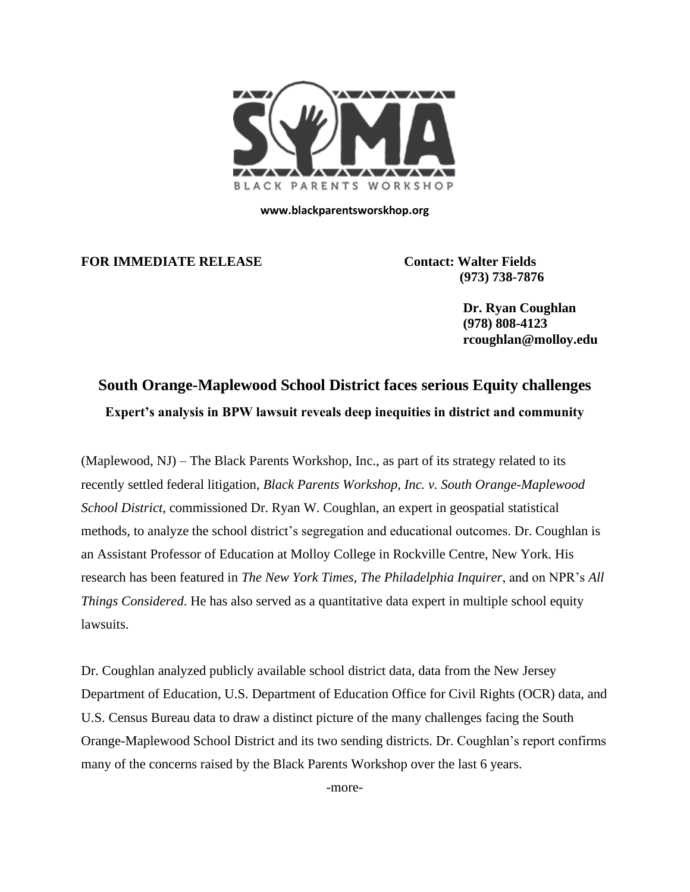SOMA BLACK PARENTS WORKSHOP

**www.blackparentsworskhop.org**

**FOR IMMEDIATE RELEASE**

**Contact: Walter Fields**
**(973) 738-7876**

**Dr. Ryan Coughlan**
**(978) 808-4123**
**rcoughlan@molloy.edu**

## South Orange-Maplewood School District faces serious Equity challenges

### Expert's analysis in BPW lawsuit reveals deep inequities in district and community

(Maplewood, NJ) – The Black Parents Workshop, Inc., as part of its strategy related to its recently settled federal litigation, *Black Parents Workshop, Inc. v. South Orange-Maplewood School District*, commissioned Dr. Ryan W. Coughlan, an expert in geospatial statistical methods, to analyze the school district's segregation and educational outcomes. Dr. Coughlan is an Assistant Professor of Education at Molloy College in Rockville Centre, New York. His research has been featured in *The New York Times*, *The Philadelphia Inquirer*, and on NPR's *All Things Considered*. He has also served as a quantitative data expert in multiple school equity lawsuits.

Dr. Coughlan analyzed publicly available school district data, data from the New Jersey Department of Education, U.S. Department of Education Office for Civil Rights (OCR) data, and U.S. Census Bureau data to draw a distinct picture of the many challenges facing the South Orange-Maplewood School District and its two sending districts. Dr. Coughlan's report confirms many of the concerns raised by the Black Parents Workshop over the last 6 years.

-more-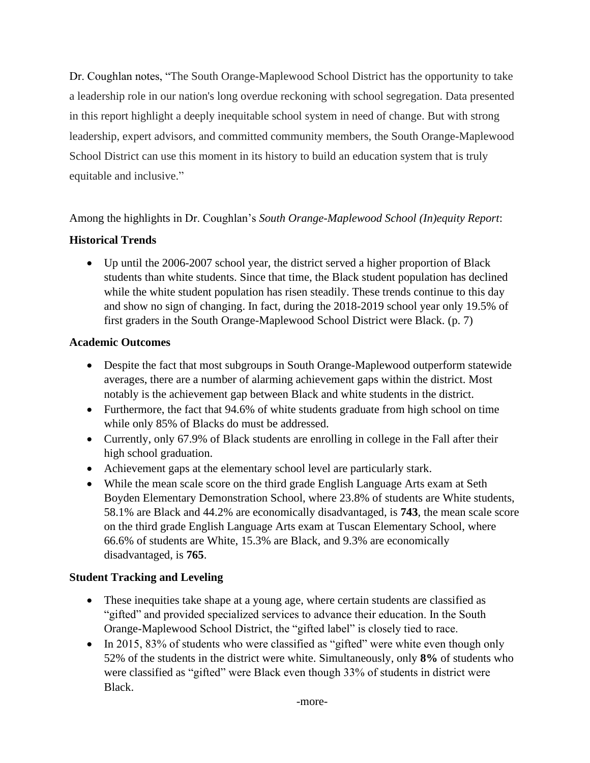Dr. Coughlan notes, "The South Orange-Maplewood School District has the opportunity to take a leadership role in our nation's long overdue reckoning with school segregation. Data presented in this report highlight a deeply inequitable school system in need of change. But with strong leadership, expert advisors, and committed community members, the South Orange-Maplewood School District can use this moment in its history to build an education system that is truly equitable and inclusive."

Among the highlights in Dr. Coughlan's *South Orange-Maplewood School (In)equity Report*:

**Historical Trends**

- Up until the 2006-2007 school year, the district served a higher proportion of Black students than white students. Since that time, the Black student population has declined while the white student population has risen steadily. These trends continue to this day and show no sign of changing. In fact, during the 2018-2019 school year only 19.5% of first graders in the South Orange-Maplewood School District were Black. (p. 7)

**Academic Outcomes**

- Despite the fact that most subgroups in South Orange-Maplewood outperform statewide averages, there are a number of alarming achievement gaps within the district. Most notably is the achievement gap between Black and white students in the district.
- Furthermore, the fact that 94.6% of white students graduate from high school on time while only 85% of Blacks do must be addressed.
- Currently, only 67.9% of Black students are enrolling in college in the Fall after their high school graduation.
- Achievement gaps at the elementary school level are particularly stark.
- While the mean scale score on the third grade English Language Arts exam at Seth Boyden Elementary Demonstration School, where 23.8% of students are White students, 58.1% are Black and 44.2% are economically disadvantaged, is **743**, the mean scale score on the third grade English Language Arts exam at Tuscan Elementary School, where 66.6% of students are White, 15.3% are Black, and 9.3% are economically disadvantaged, is **765**.

**Student Tracking and Leveling**

- These inequities take shape at a young age, where certain students are classified as "gifted" and provided specialized services to advance their education. In the South Orange-Maplewood School District, the "gifted label" is closely tied to race.
- In 2015, 83% of students who were classified as "gifted" were white even though only 52% of the students in the district were white. Simultaneously, only **8%** of students who were classified as "gifted" were Black even though 33% of students in district were Black.

-more-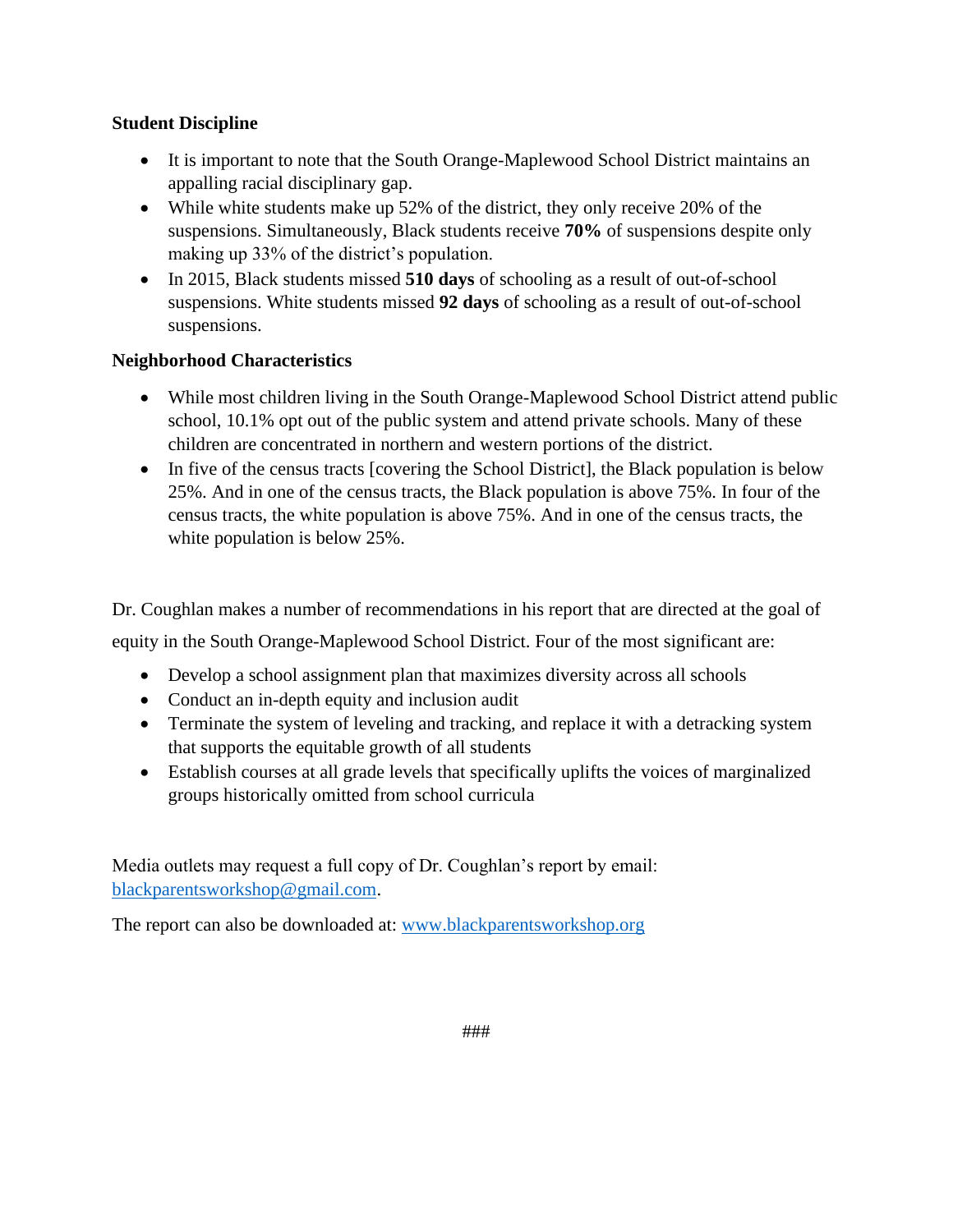**Student Discipline**

- It is important to note that the South Orange-Maplewood School District maintains an appalling racial disciplinary gap.
- While white students make up 52% of the district, they only receive 20% of the suspensions. Simultaneously, Black students receive **70%** of suspensions despite only making up 33% of the district's population.
- In 2015, Black students missed **510 days** of schooling as a result of out-of-school suspensions. White students missed **92 days** of schooling as a result of out-of-school suspensions.

**Neighborhood Characteristics**

- While most children living in the South Orange-Maplewood School District attend public school, 10.1% opt out of the public system and attend private schools. Many of these children are concentrated in northern and western portions of the district.
- In five of the census tracts [covering the School District], the Black population is below 25%. And in one of the census tracts, the Black population is above 75%. In four of the census tracts, the white population is above 75%. And in one of the census tracts, the white population is below 25%.

Dr. Coughlan makes a number of recommendations in his report that are directed at the goal of equity in the South Orange-Maplewood School District. Four of the most significant are:

- Develop a school assignment plan that maximizes diversity across all schools
- Conduct an in-depth equity and inclusion audit
- Terminate the system of leveling and tracking, and replace it with a detracking system that supports the equitable growth of all students
- Establish courses at all grade levels that specifically uplifts the voices of marginalized groups historically omitted from school curricula

Media outlets may request a full copy of Dr. Coughlan's report by email: [blackparentsworkshop@gmail.com](mailto:blackparentsworkshop@gmail.com).

The report can also be downloaded at: [www.blackparentsworkshop.org](http://www.blackparentsworkshop.org)

###